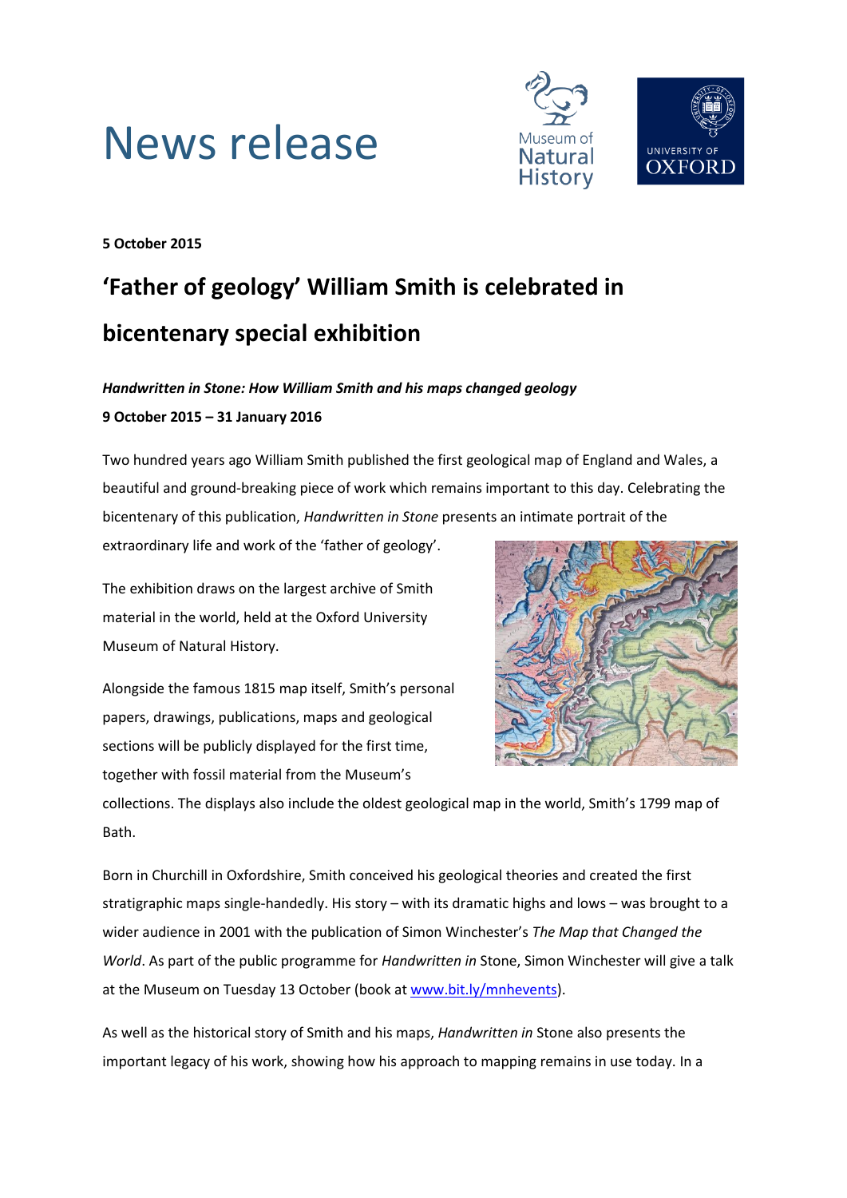# News release

**5 October 2015**

## 'Father of geology' William Smith is celebrated in bicentenary special exhibition

***Handwritten in Stone: How William Smith and his maps changed geology***
**9 October 2015 – 31 January 2016**

Two hundred years ago William Smith published the first geological map of England and Wales, a beautiful and ground-breaking piece of work which remains important to this day. Celebrating the bicentenary of this publication, *Handwritten in Stone* presents an intimate portrait of the extraordinary life and work of the 'father of geology'.

The exhibition draws on the largest archive of Smith material in the world, held at the Oxford University Museum of Natural History.

Alongside the famous 1815 map itself, Smith's personal papers, drawings, publications, maps and geological sections will be publicly displayed for the first time, together with fossil material from the Museum's collections. The displays also include the oldest geological map in the world, Smith's 1799 map of Bath.

Born in Churchill in Oxfordshire, Smith conceived his geological theories and created the first stratigraphic maps single-handedly. His story – with its dramatic highs and lows – was brought to a wider audience in 2001 with the publication of Simon Winchester's *The Map that Changed the World*. As part of the public programme for *Handwritten in* Stone, Simon Winchester will give a talk at the Museum on Tuesday 13 October (book at [www.bit.ly/mnhevents](www.bit.ly/mnhevents)).

As well as the historical story of Smith and his maps, *Handwritten in* Stone also presents the important legacy of his work, showing how his approach to mapping remains in use today. In a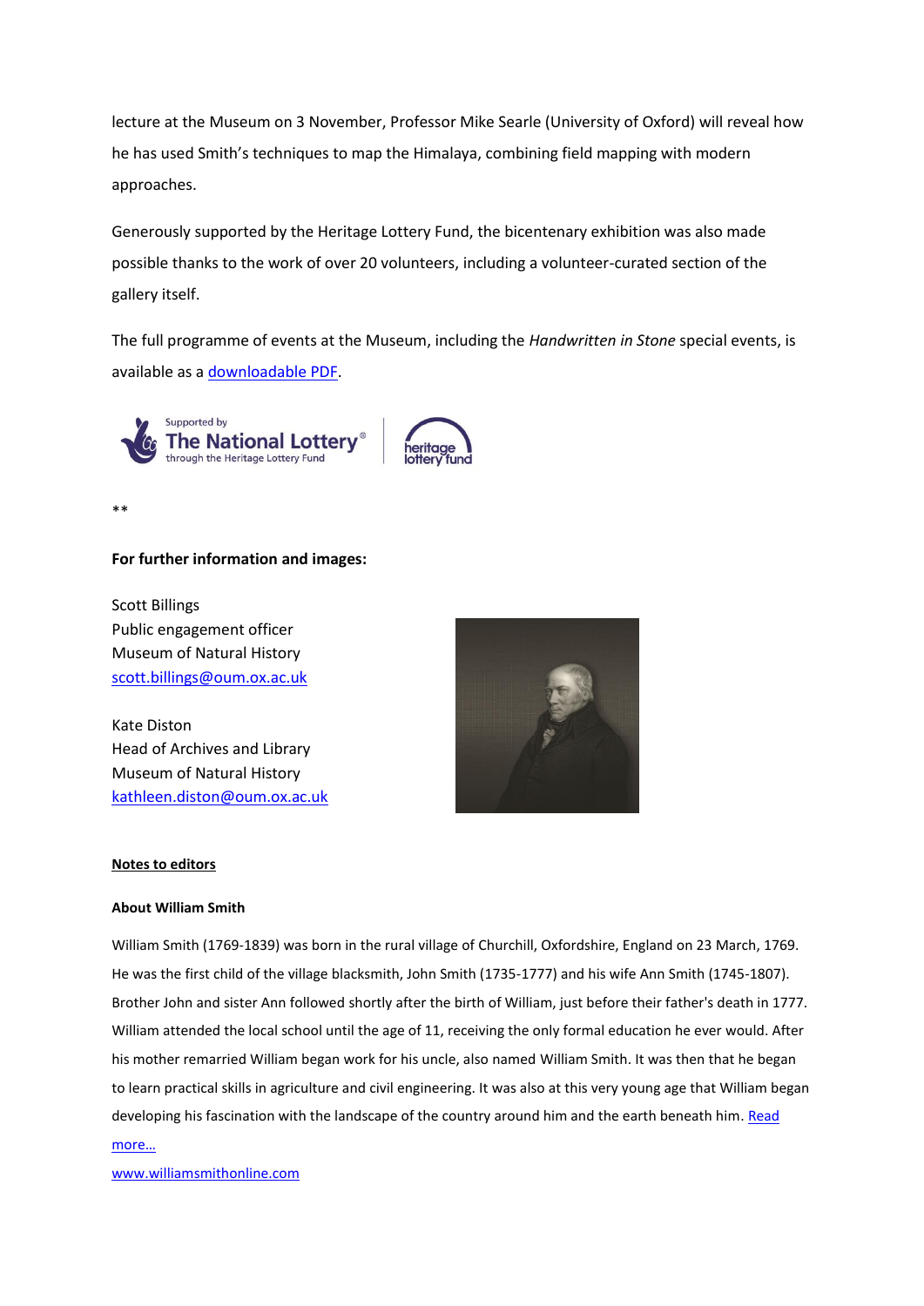lecture at the Museum on 3 November, Professor Mike Searle (University of Oxford) will reveal how he has used Smith's techniques to map the Himalaya, combining field mapping with modern approaches.

Generously supported by the Heritage Lottery Fund, the bicentenary exhibition was also made possible thanks to the work of over 20 volunteers, including a volunteer-curated section of the gallery itself.

The full programme of events at the Museum, including the *Handwritten in Stone* special events, is available as a [downloadable PDF](#).

Supported by The National Lottery® through the Heritage Lottery Fund | heritage lottery fund

**

**For further information and images:**

Scott Billings
Public engagement officer
Museum of Natural History
[scott.billings@oum.ox.ac.uk](mailto:scott.billings@oum.ox.ac.uk)

Kate Diston
Head of Archives and Library
Museum of Natural History
[kathleen.diston@oum.ox.ac.uk](mailto:kathleen.diston@oum.ox.ac.uk)

**Notes to editors**

**About William Smith**

William Smith (1769-1839) was born in the rural village of Churchill, Oxfordshire, England on 23 March, 1769. He was the first child of the village blacksmith, John Smith (1735-1777) and his wife Ann Smith (1745-1807). Brother John and sister Ann followed shortly after the birth of William, just before their father's death in 1777. William attended the local school until the age of 11, receiving the only formal education he ever would. After his mother remarried William began work for his uncle, also named William Smith. It was then that he began to learn practical skills in agriculture and civil engineering. It was also at this very young age that William began developing his fascination with the landscape of the country around him and the earth beneath him. [Read more…](#)

[www.williamsmithonline.com](http://www.williamsmithonline.com)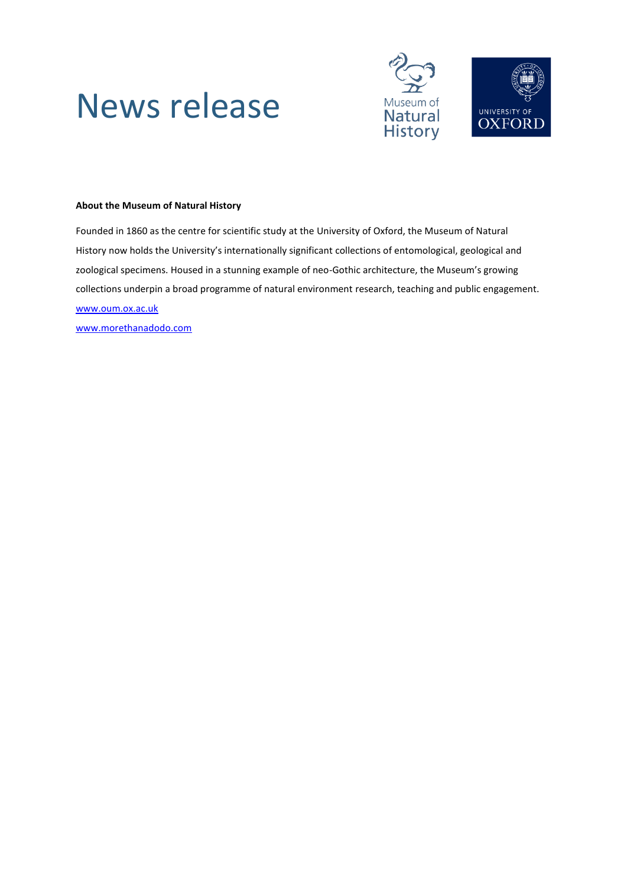# News release

Museum of Natural History

UNIVERSITY OF OXFORD

**About the Museum of Natural History**

Founded in 1860 as the centre for scientific study at the University of Oxford, the Museum of Natural History now holds the University's internationally significant collections of entomological, geological and zoological specimens. Housed in a stunning example of neo-Gothic architecture, the Museum's growing collections underpin a broad programme of natural environment research, teaching and public engagement.

www.oum.ox.ac.uk

www.morethanadodo.com